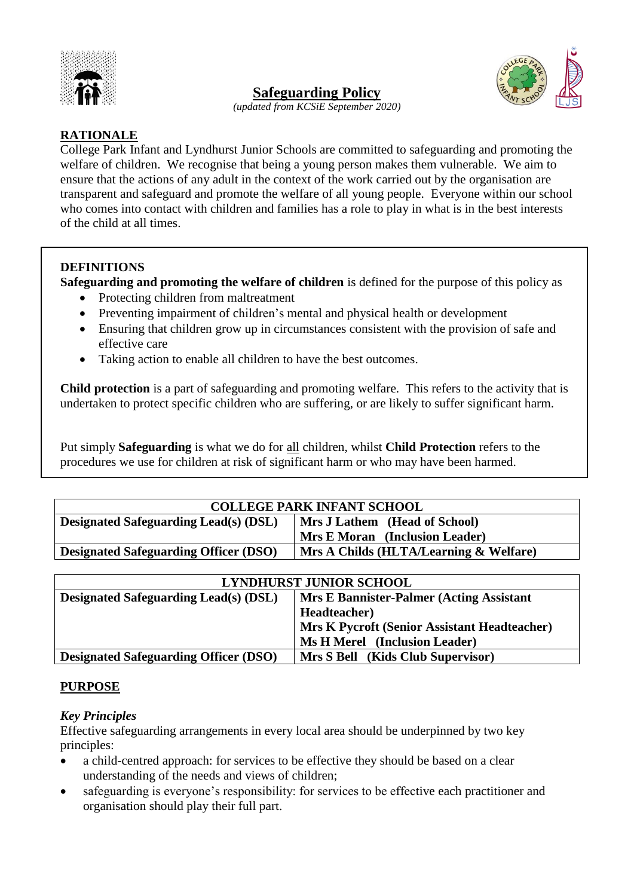# Safeguarding Policy

*(updated from KCSiE September 2020)*

## RATIONALE

College Park Infant and Lyndhurst Junior Schools are committed to safeguarding and promoting the welfare of children. We recognise that being a young person makes them vulnerable. We aim to ensure that the actions of any adult in the context of the work carried out by the organisation are transparent and safeguard and promote the welfare of all young people. Everyone within our school who comes into contact with children and families has a role to play in what is in the best interests of the child at all times.

### DEFINITIONS

**Safeguarding and promoting the welfare of children** is defined for the purpose of this policy as

- Protecting children from maltreatment
- Preventing impairment of children's mental and physical health or development
- Ensuring that children grow up in circumstances consistent with the provision of safe and effective care
- Taking action to enable all children to have the best outcomes.

**Child protection** is a part of safeguarding and promoting welfare. This refers to the activity that is undertaken to protect specific children who are suffering, or are likely to suffer significant harm.

Put simply **Safeguarding** is what we do for <u>all</u> children, whilst **Child Protection** refers to the procedures we use for children at risk of significant harm or who may have been harmed.

| COLLEGE PARK INFANT SCHOOL | |
|---|---|
| **Designated Safeguarding Lead(s) (DSL)** | **Mrs J Lathem (Head of School)**<br>**Mrs E Moran (Inclusion Leader)** |
| **Designated Safeguarding Officer (DSO)** | **Mrs A Childs (HLTA/Learning & Welfare)** |

| LYNDHURST JUNIOR SCHOOL | |
|---|---|
| **Designated Safeguarding Lead(s) (DSL)** | **Mrs E Bannister-Palmer (Acting Assistant Headteacher)**<br>**Mrs K Pycroft (Senior Assistant Headteacher)**<br>**Ms H Merel (Inclusion Leader)** |
| **Designated Safeguarding Officer (DSO)** | **Mrs S Bell (Kids Club Supervisor)** |

## PURPOSE

### *Key Principles*

Effective safeguarding arrangements in every local area should be underpinned by two key principles:

- a child-centred approach: for services to be effective they should be based on a clear understanding of the needs and views of children;
- safeguarding is everyone's responsibility: for services to be effective each practitioner and organisation should play their full part.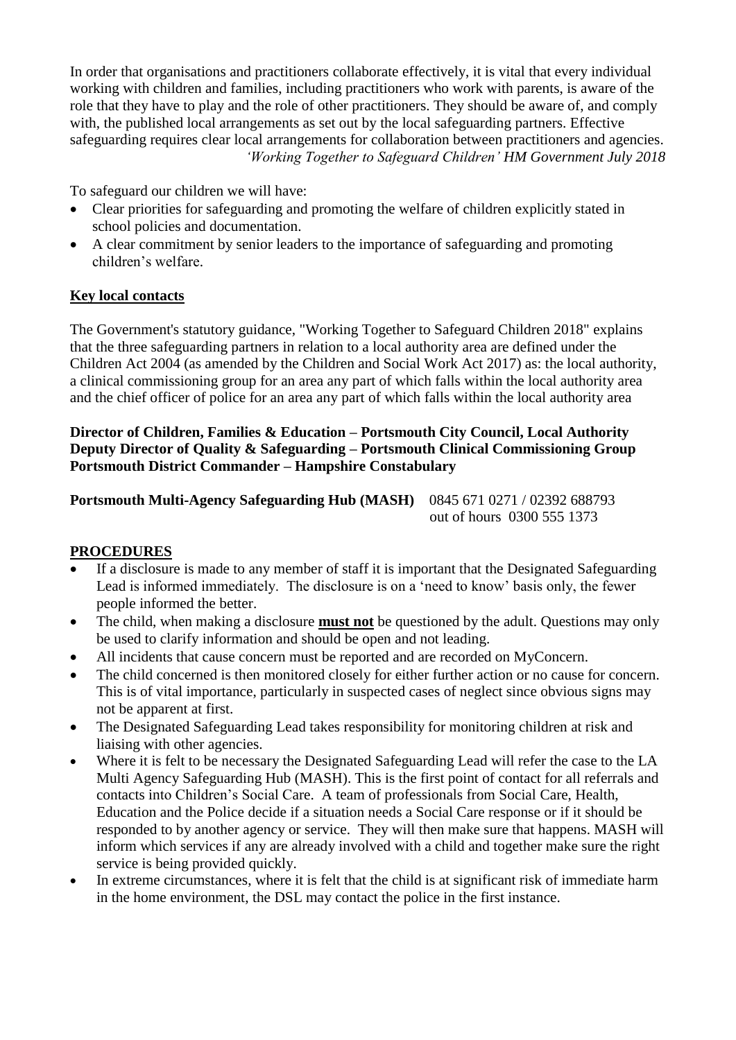In order that organisations and practitioners collaborate effectively, it is vital that every individual working with children and families, including practitioners who work with parents, is aware of the role that they have to play and the role of other practitioners. They should be aware of, and comply with, the published local arrangements as set out by the local safeguarding partners. Effective safeguarding requires clear local arrangements for collaboration between practitioners and agencies.
*'Working Together to Safeguard Children' HM Government July 2018*

To safeguard our children we will have:

- Clear priorities for safeguarding and promoting the welfare of children explicitly stated in school policies and documentation.
- A clear commitment by senior leaders to the importance of safeguarding and promoting children's welfare.

## Key local contacts

The Government's statutory guidance, "Working Together to Safeguard Children 2018" explains that the three safeguarding partners in relation to a local authority area are defined under the Children Act 2004 (as amended by the Children and Social Work Act 2017) as: the local authority, a clinical commissioning group for an area any part of which falls within the local authority area and the chief officer of police for an area any part of which falls within the local authority area

**Director of Children, Families & Education – Portsmouth City Council, Local Authority**
**Deputy Director of Quality & Safeguarding – Portsmouth Clinical Commissioning Group**
**Portsmouth District Commander – Hampshire Constabulary**

**Portsmouth Multi-Agency Safeguarding Hub (MASH)** 0845 671 0271 / 02392 688793
out of hours 0300 555 1373

## PROCEDURES

- If a disclosure is made to any member of staff it is important that the Designated Safeguarding Lead is informed immediately. The disclosure is on a 'need to know' basis only, the fewer people informed the better.
- The child, when making a disclosure **must not** be questioned by the adult. Questions may only be used to clarify information and should be open and not leading.
- All incidents that cause concern must be reported and are recorded on MyConcern.
- The child concerned is then monitored closely for either further action or no cause for concern. This is of vital importance, particularly in suspected cases of neglect since obvious signs may not be apparent at first.
- The Designated Safeguarding Lead takes responsibility for monitoring children at risk and liaising with other agencies.
- Where it is felt to be necessary the Designated Safeguarding Lead will refer the case to the LA Multi Agency Safeguarding Hub (MASH). This is the first point of contact for all referrals and contacts into Children's Social Care. A team of professionals from Social Care, Health, Education and the Police decide if a situation needs a Social Care response or if it should be responded to by another agency or service. They will then make sure that happens. MASH will inform which services if any are already involved with a child and together make sure the right service is being provided quickly.
- In extreme circumstances, where it is felt that the child is at significant risk of immediate harm in the home environment, the DSL may contact the police in the first instance.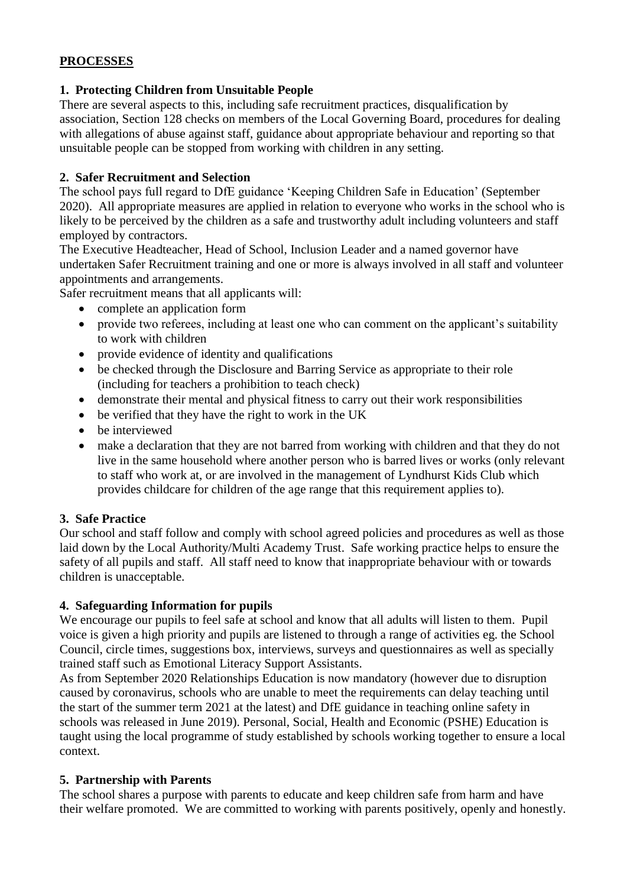## PROCESSES

### 1. Protecting Children from Unsuitable People

There are several aspects to this, including safe recruitment practices, disqualification by association, Section 128 checks on members of the Local Governing Board, procedures for dealing with allegations of abuse against staff, guidance about appropriate behaviour and reporting so that unsuitable people can be stopped from working with children in any setting.

### 2. Safer Recruitment and Selection

The school pays full regard to DfE guidance 'Keeping Children Safe in Education' (September 2020). All appropriate measures are applied in relation to everyone who works in the school who is likely to be perceived by the children as a safe and trustworthy adult including volunteers and staff employed by contractors.

The Executive Headteacher, Head of School, Inclusion Leader and a named governor have undertaken Safer Recruitment training and one or more is always involved in all staff and volunteer appointments and arrangements.

Safer recruitment means that all applicants will:

- complete an application form
- provide two referees, including at least one who can comment on the applicant's suitability to work with children
- provide evidence of identity and qualifications
- be checked through the Disclosure and Barring Service as appropriate to their role (including for teachers a prohibition to teach check)
- demonstrate their mental and physical fitness to carry out their work responsibilities
- be verified that they have the right to work in the UK
- be interviewed
- make a declaration that they are not barred from working with children and that they do not live in the same household where another person who is barred lives or works (only relevant to staff who work at, or are involved in the management of Lyndhurst Kids Club which provides childcare for children of the age range that this requirement applies to).

### 3. Safe Practice

Our school and staff follow and comply with school agreed policies and procedures as well as those laid down by the Local Authority/Multi Academy Trust. Safe working practice helps to ensure the safety of all pupils and staff. All staff need to know that inappropriate behaviour with or towards children is unacceptable.

### 4. Safeguarding Information for pupils

We encourage our pupils to feel safe at school and know that all adults will listen to them. Pupil voice is given a high priority and pupils are listened to through a range of activities eg. the School Council, circle times, suggestions box, interviews, surveys and questionnaires as well as specially trained staff such as Emotional Literacy Support Assistants.

As from September 2020 Relationships Education is now mandatory (however due to disruption caused by coronavirus, schools who are unable to meet the requirements can delay teaching until the start of the summer term 2021 at the latest) and DfE guidance in teaching online safety in schools was released in June 2019). Personal, Social, Health and Economic (PSHE) Education is taught using the local programme of study established by schools working together to ensure a local context.

### 5. Partnership with Parents

The school shares a purpose with parents to educate and keep children safe from harm and have their welfare promoted. We are committed to working with parents positively, openly and honestly.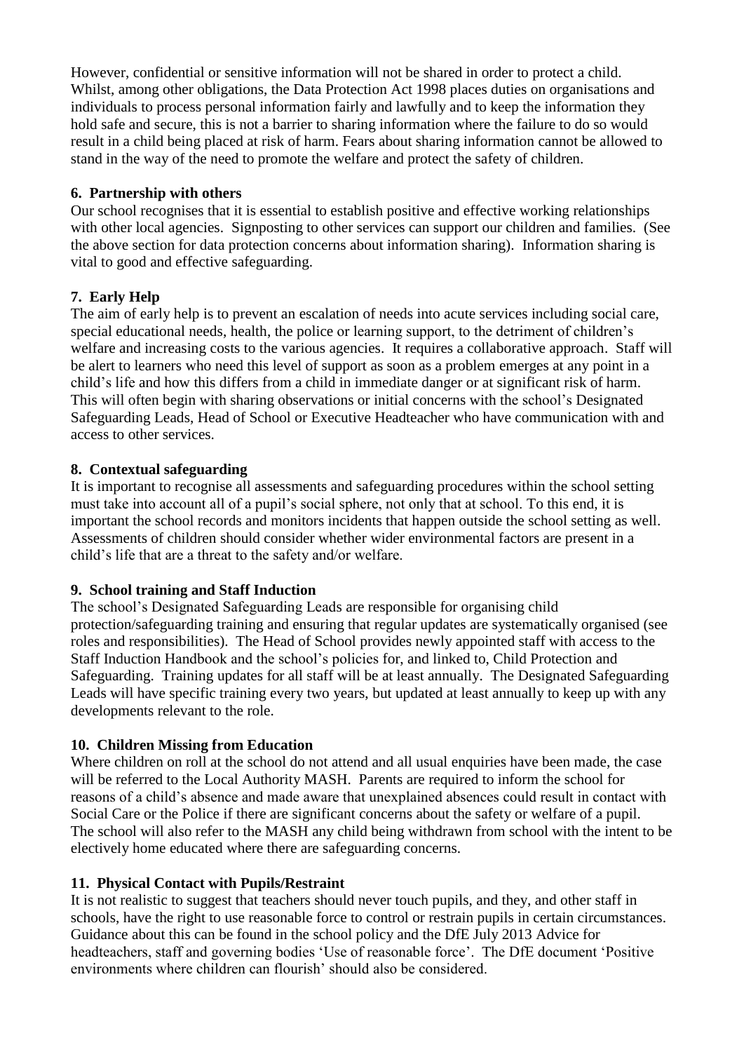However, confidential or sensitive information will not be shared in order to protect a child. Whilst, among other obligations, the Data Protection Act 1998 places duties on organisations and individuals to process personal information fairly and lawfully and to keep the information they hold safe and secure, this is not a barrier to sharing information where the failure to do so would result in a child being placed at risk of harm. Fears about sharing information cannot be allowed to stand in the way of the need to promote the welfare and protect the safety of children.

**6. Partnership with others**

Our school recognises that it is essential to establish positive and effective working relationships with other local agencies. Signposting to other services can support our children and families. (See the above section for data protection concerns about information sharing). Information sharing is vital to good and effective safeguarding.

**7. Early Help**

The aim of early help is to prevent an escalation of needs into acute services including social care, special educational needs, health, the police or learning support, to the detriment of children's welfare and increasing costs to the various agencies. It requires a collaborative approach. Staff will be alert to learners who need this level of support as soon as a problem emerges at any point in a child's life and how this differs from a child in immediate danger or at significant risk of harm. This will often begin with sharing observations or initial concerns with the school's Designated Safeguarding Leads, Head of School or Executive Headteacher who have communication with and access to other services.

**8. Contextual safeguarding**

It is important to recognise all assessments and safeguarding procedures within the school setting must take into account all of a pupil's social sphere, not only that at school. To this end, it is important the school records and monitors incidents that happen outside the school setting as well. Assessments of children should consider whether wider environmental factors are present in a child's life that are a threat to the safety and/or welfare.

**9. School training and Staff Induction**

The school's Designated Safeguarding Leads are responsible for organising child protection/safeguarding training and ensuring that regular updates are systematically organised (see roles and responsibilities). The Head of School provides newly appointed staff with access to the Staff Induction Handbook and the school's policies for, and linked to, Child Protection and Safeguarding. Training updates for all staff will be at least annually. The Designated Safeguarding Leads will have specific training every two years, but updated at least annually to keep up with any developments relevant to the role.

**10. Children Missing from Education**

Where children on roll at the school do not attend and all usual enquiries have been made, the case will be referred to the Local Authority MASH. Parents are required to inform the school for reasons of a child's absence and made aware that unexplained absences could result in contact with Social Care or the Police if there are significant concerns about the safety or welfare of a pupil. The school will also refer to the MASH any child being withdrawn from school with the intent to be electively home educated where there are safeguarding concerns.

**11. Physical Contact with Pupils/Restraint**

It is not realistic to suggest that teachers should never touch pupils, and they, and other staff in schools, have the right to use reasonable force to control or restrain pupils in certain circumstances. Guidance about this can be found in the school policy and the DfE July 2013 Advice for headteachers, staff and governing bodies 'Use of reasonable force'. The DfE document 'Positive environments where children can flourish' should also be considered.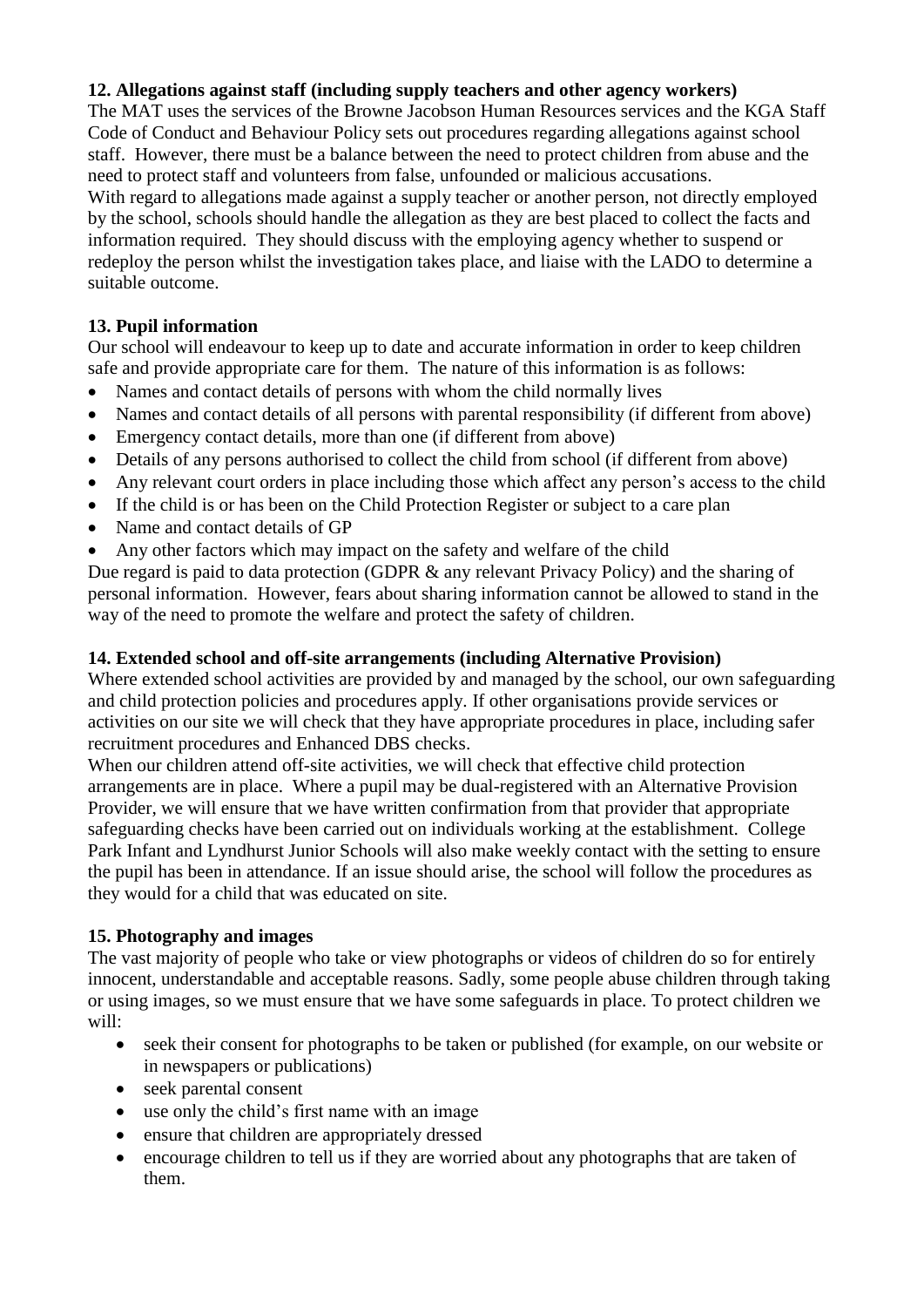**12. Allegations against staff (including supply teachers and other agency workers)**

The MAT uses the services of the Browne Jacobson Human Resources services and the KGA Staff Code of Conduct and Behaviour Policy sets out procedures regarding allegations against school staff. However, there must be a balance between the need to protect children from abuse and the need to protect staff and volunteers from false, unfounded or malicious accusations.

With regard to allegations made against a supply teacher or another person, not directly employed by the school, schools should handle the allegation as they are best placed to collect the facts and information required. They should discuss with the employing agency whether to suspend or redeploy the person whilst the investigation takes place, and liaise with the LADO to determine a suitable outcome.

**13. Pupil information**

Our school will endeavour to keep up to date and accurate information in order to keep children safe and provide appropriate care for them. The nature of this information is as follows:

- Names and contact details of persons with whom the child normally lives
- Names and contact details of all persons with parental responsibility (if different from above)
- Emergency contact details, more than one (if different from above)
- Details of any persons authorised to collect the child from school (if different from above)
- Any relevant court orders in place including those which affect any person's access to the child
- If the child is or has been on the Child Protection Register or subject to a care plan
- Name and contact details of GP
- Any other factors which may impact on the safety and welfare of the child

Due regard is paid to data protection (GDPR & any relevant Privacy Policy) and the sharing of personal information. However, fears about sharing information cannot be allowed to stand in the way of the need to promote the welfare and protect the safety of children.

**14. Extended school and off-site arrangements (including Alternative Provision)**

Where extended school activities are provided by and managed by the school, our own safeguarding and child protection policies and procedures apply. If other organisations provide services or activities on our site we will check that they have appropriate procedures in place, including safer recruitment procedures and Enhanced DBS checks.

When our children attend off-site activities, we will check that effective child protection arrangements are in place. Where a pupil may be dual-registered with an Alternative Provision Provider, we will ensure that we have written confirmation from that provider that appropriate safeguarding checks have been carried out on individuals working at the establishment. College Park Infant and Lyndhurst Junior Schools will also make weekly contact with the setting to ensure the pupil has been in attendance. If an issue should arise, the school will follow the procedures as they would for a child that was educated on site.

**15. Photography and images**

The vast majority of people who take or view photographs or videos of children do so for entirely innocent, understandable and acceptable reasons. Sadly, some people abuse children through taking or using images, so we must ensure that we have some safeguards in place. To protect children we will:

- seek their consent for photographs to be taken or published (for example, on our website or in newspapers or publications)
- seek parental consent
- use only the child's first name with an image
- ensure that children are appropriately dressed
- encourage children to tell us if they are worried about any photographs that are taken of them.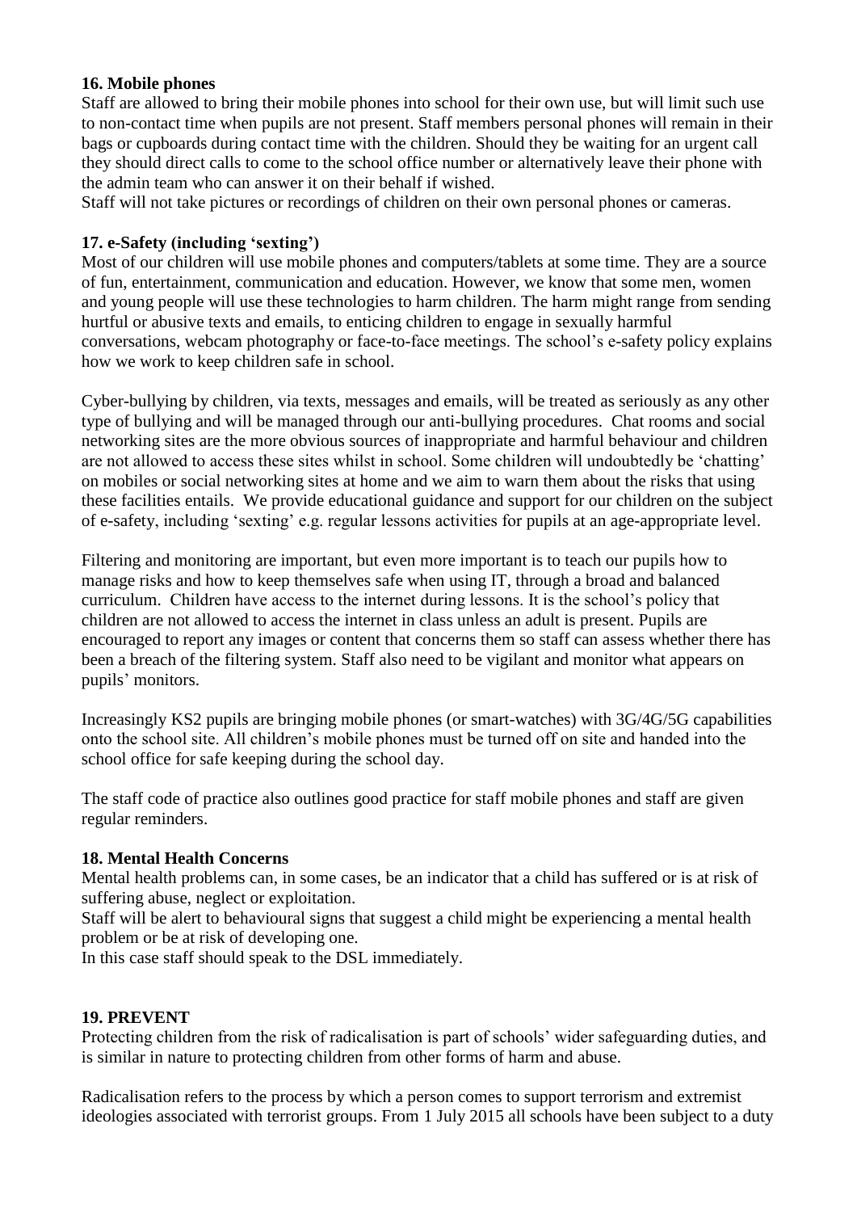**16. Mobile phones**

Staff are allowed to bring their mobile phones into school for their own use, but will limit such use to non-contact time when pupils are not present. Staff members personal phones will remain in their bags or cupboards during contact time with the children. Should they be waiting for an urgent call they should direct calls to come to the school office number or alternatively leave their phone with the admin team who can answer it on their behalf if wished.

Staff will not take pictures or recordings of children on their own personal phones or cameras.

**17. e-Safety (including 'sexting')**

Most of our children will use mobile phones and computers/tablets at some time. They are a source of fun, entertainment, communication and education. However, we know that some men, women and young people will use these technologies to harm children. The harm might range from sending hurtful or abusive texts and emails, to enticing children to engage in sexually harmful conversations, webcam photography or face-to-face meetings. The school's e-safety policy explains how we work to keep children safe in school.

Cyber-bullying by children, via texts, messages and emails, will be treated as seriously as any other type of bullying and will be managed through our anti-bullying procedures. Chat rooms and social networking sites are the more obvious sources of inappropriate and harmful behaviour and children are not allowed to access these sites whilst in school. Some children will undoubtedly be 'chatting' on mobiles or social networking sites at home and we aim to warn them about the risks that using these facilities entails. We provide educational guidance and support for our children on the subject of e-safety, including 'sexting' e.g. regular lessons activities for pupils at an age-appropriate level.

Filtering and monitoring are important, but even more important is to teach our pupils how to manage risks and how to keep themselves safe when using IT, through a broad and balanced curriculum. Children have access to the internet during lessons. It is the school's policy that children are not allowed to access the internet in class unless an adult is present. Pupils are encouraged to report any images or content that concerns them so staff can assess whether there has been a breach of the filtering system. Staff also need to be vigilant and monitor what appears on pupils' monitors.

Increasingly KS2 pupils are bringing mobile phones (or smart-watches) with 3G/4G/5G capabilities onto the school site. All children's mobile phones must be turned off on site and handed into the school office for safe keeping during the school day.

The staff code of practice also outlines good practice for staff mobile phones and staff are given regular reminders.

**18. Mental Health Concerns**

Mental health problems can, in some cases, be an indicator that a child has suffered or is at risk of suffering abuse, neglect or exploitation.

Staff will be alert to behavioural signs that suggest a child might be experiencing a mental health problem or be at risk of developing one.

In this case staff should speak to the DSL immediately.

**19. PREVENT**

Protecting children from the risk of radicalisation is part of schools' wider safeguarding duties, and is similar in nature to protecting children from other forms of harm and abuse.

Radicalisation refers to the process by which a person comes to support terrorism and extremist ideologies associated with terrorist groups. From 1 July 2015 all schools have been subject to a duty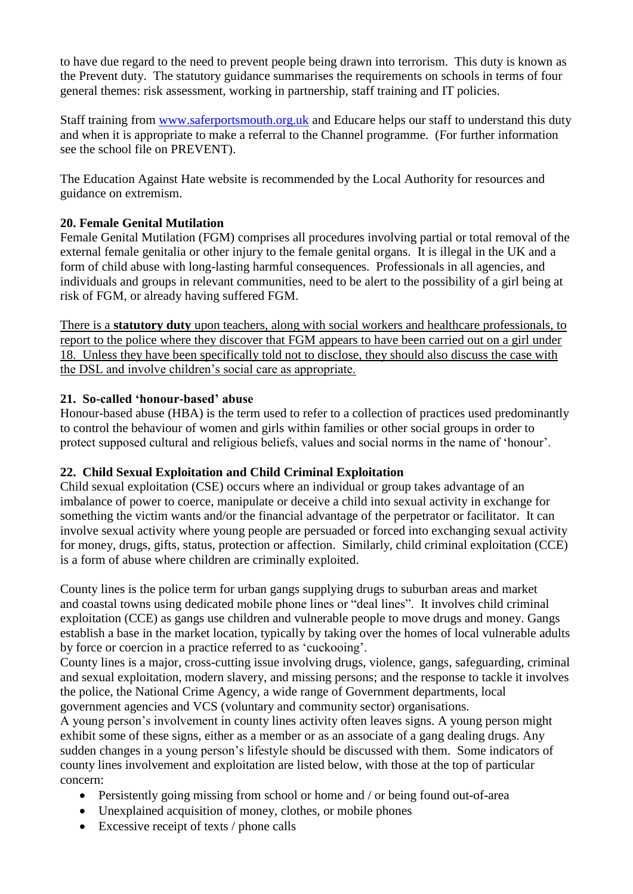to have due regard to the need to prevent people being drawn into terrorism. This duty is known as the Prevent duty. The statutory guidance summarises the requirements on schools in terms of four general themes: risk assessment, working in partnership, staff training and IT policies.

Staff training from [www.saferportsmouth.org.uk](http://www.saferportsmouth.org.uk) and Educare helps our staff to understand this duty and when it is appropriate to make a referral to the Channel programme. (For further information see the school file on PREVENT).

The Education Against Hate website is recommended by the Local Authority for resources and guidance on extremism.

## 20. Female Genital Mutilation

Female Genital Mutilation (FGM) comprises all procedures involving partial or total removal of the external female genitalia or other injury to the female genital organs. It is illegal in the UK and a form of child abuse with long-lasting harmful consequences. Professionals in all agencies, and individuals and groups in relevant communities, need to be alert to the possibility of a girl being at risk of FGM, or already having suffered FGM.

<u>There is a **statutory duty** upon teachers, along with social workers and healthcare professionals, to report to the police where they discover that FGM appears to have been carried out on a girl under 18. Unless they have been specifically told not to disclose, they should also discuss the case with the DSL and involve children's social care as appropriate.</u>

## 21. So-called 'honour-based' abuse

Honour-based abuse (HBA) is the term used to refer to a collection of practices used predominantly to control the behaviour of women and girls within families or other social groups in order to protect supposed cultural and religious beliefs, values and social norms in the name of 'honour'.

## 22. Child Sexual Exploitation and Child Criminal Exploitation

Child sexual exploitation (CSE) occurs where an individual or group takes advantage of an imbalance of power to coerce, manipulate or deceive a child into sexual activity in exchange for something the victim wants and/or the financial advantage of the perpetrator or facilitator. It can involve sexual activity where young people are persuaded or forced into exchanging sexual activity for money, drugs, gifts, status, protection or affection. Similarly, child criminal exploitation (CCE) is a form of abuse where children are criminally exploited.

County lines is the police term for urban gangs supplying drugs to suburban areas and market and coastal towns using dedicated mobile phone lines or "deal lines". It involves child criminal exploitation (CCE) as gangs use children and vulnerable people to move drugs and money. Gangs establish a base in the market location, typically by taking over the homes of local vulnerable adults by force or coercion in a practice referred to as 'cuckooing'.

County lines is a major, cross-cutting issue involving drugs, violence, gangs, safeguarding, criminal and sexual exploitation, modern slavery, and missing persons; and the response to tackle it involves the police, the National Crime Agency, a wide range of Government departments, local government agencies and VCS (voluntary and community sector) organisations.

A young person's involvement in county lines activity often leaves signs. A young person might exhibit some of these signs, either as a member or as an associate of a gang dealing drugs. Any sudden changes in a young person's lifestyle should be discussed with them. Some indicators of county lines involvement and exploitation are listed below, with those at the top of particular concern:

- Persistently going missing from school or home and / or being found out-of-area
- Unexplained acquisition of money, clothes, or mobile phones
- Excessive receipt of texts / phone calls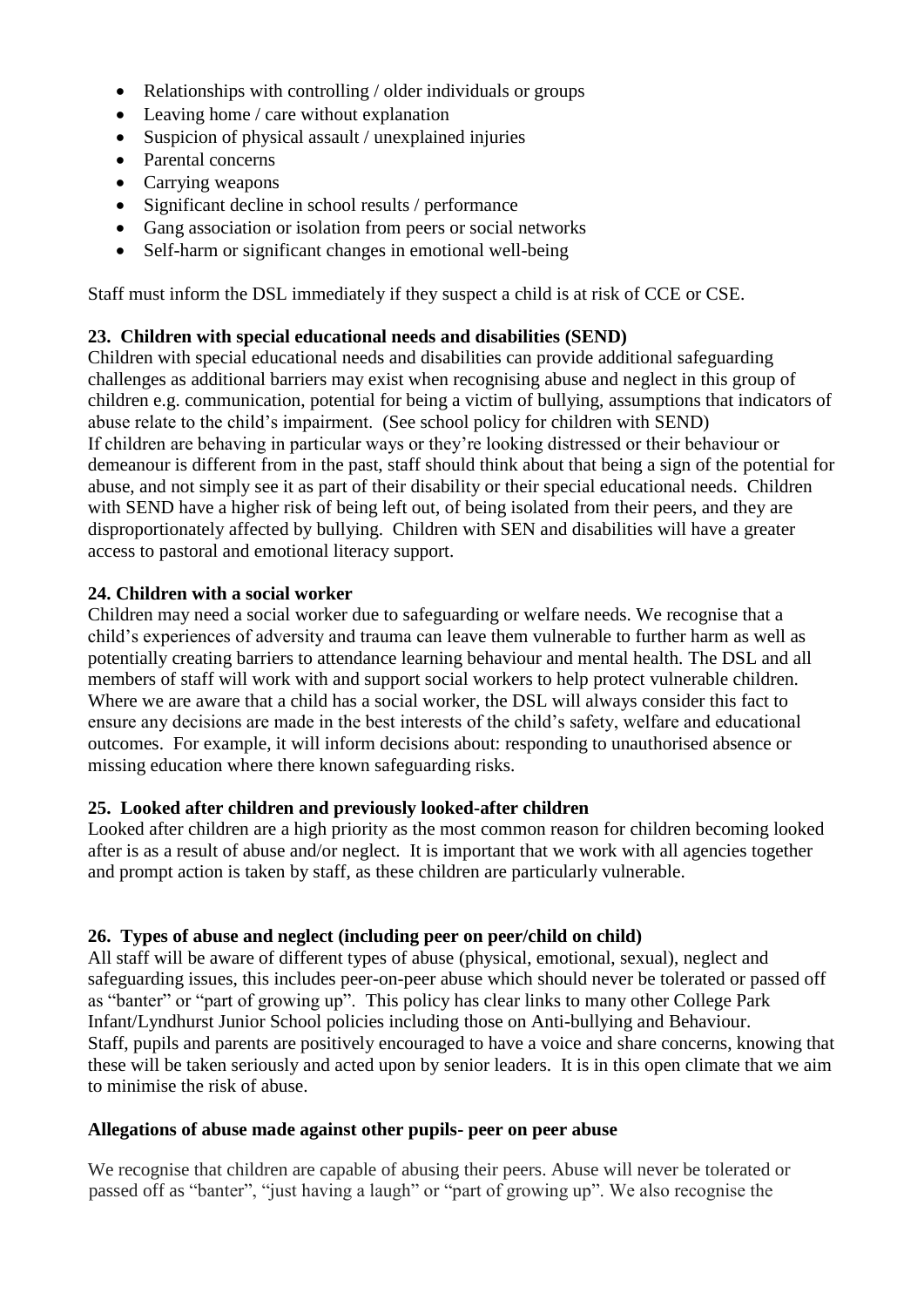- Relationships with controlling / older individuals or groups
- Leaving home / care without explanation
- Suspicion of physical assault / unexplained injuries
- Parental concerns
- Carrying weapons
- Significant decline in school results / performance
- Gang association or isolation from peers or social networks
- Self-harm or significant changes in emotional well-being

Staff must inform the DSL immediately if they suspect a child is at risk of CCE or CSE.

**23. Children with special educational needs and disabilities (SEND)**

Children with special educational needs and disabilities can provide additional safeguarding challenges as additional barriers may exist when recognising abuse and neglect in this group of children e.g. communication, potential for being a victim of bullying, assumptions that indicators of abuse relate to the child's impairment. (See school policy for children with SEND)
If children are behaving in particular ways or they're looking distressed or their behaviour or demeanour is different from in the past, staff should think about that being a sign of the potential for abuse, and not simply see it as part of their disability or their special educational needs. Children with SEND have a higher risk of being left out, of being isolated from their peers, and they are disproportionately affected by bullying. Children with SEN and disabilities will have a greater access to pastoral and emotional literacy support.

**24. Children with a social worker**

Children may need a social worker due to safeguarding or welfare needs. We recognise that a child's experiences of adversity and trauma can leave them vulnerable to further harm as well as potentially creating barriers to attendance learning behaviour and mental health. The DSL and all members of staff will work with and support social workers to help protect vulnerable children. Where we are aware that a child has a social worker, the DSL will always consider this fact to ensure any decisions are made in the best interests of the child's safety, welfare and educational outcomes. For example, it will inform decisions about: responding to unauthorised absence or missing education where there known safeguarding risks.

**25. Looked after children and previously looked-after children**

Looked after children are a high priority as the most common reason for children becoming looked after is as a result of abuse and/or neglect. It is important that we work with all agencies together and prompt action is taken by staff, as these children are particularly vulnerable.

**26. Types of abuse and neglect (including peer on peer/child on child)**

All staff will be aware of different types of abuse (physical, emotional, sexual), neglect and safeguarding issues, this includes peer-on-peer abuse which should never be tolerated or passed off as "banter" or "part of growing up". This policy has clear links to many other College Park Infant/Lyndhurst Junior School policies including those on Anti-bullying and Behaviour.
Staff, pupils and parents are positively encouraged to have a voice and share concerns, knowing that these will be taken seriously and acted upon by senior leaders. It is in this open climate that we aim to minimise the risk of abuse.

**Allegations of abuse made against other pupils- peer on peer abuse**

We recognise that children are capable of abusing their peers. Abuse will never be tolerated or passed off as "banter", "just having a laugh" or "part of growing up". We also recognise the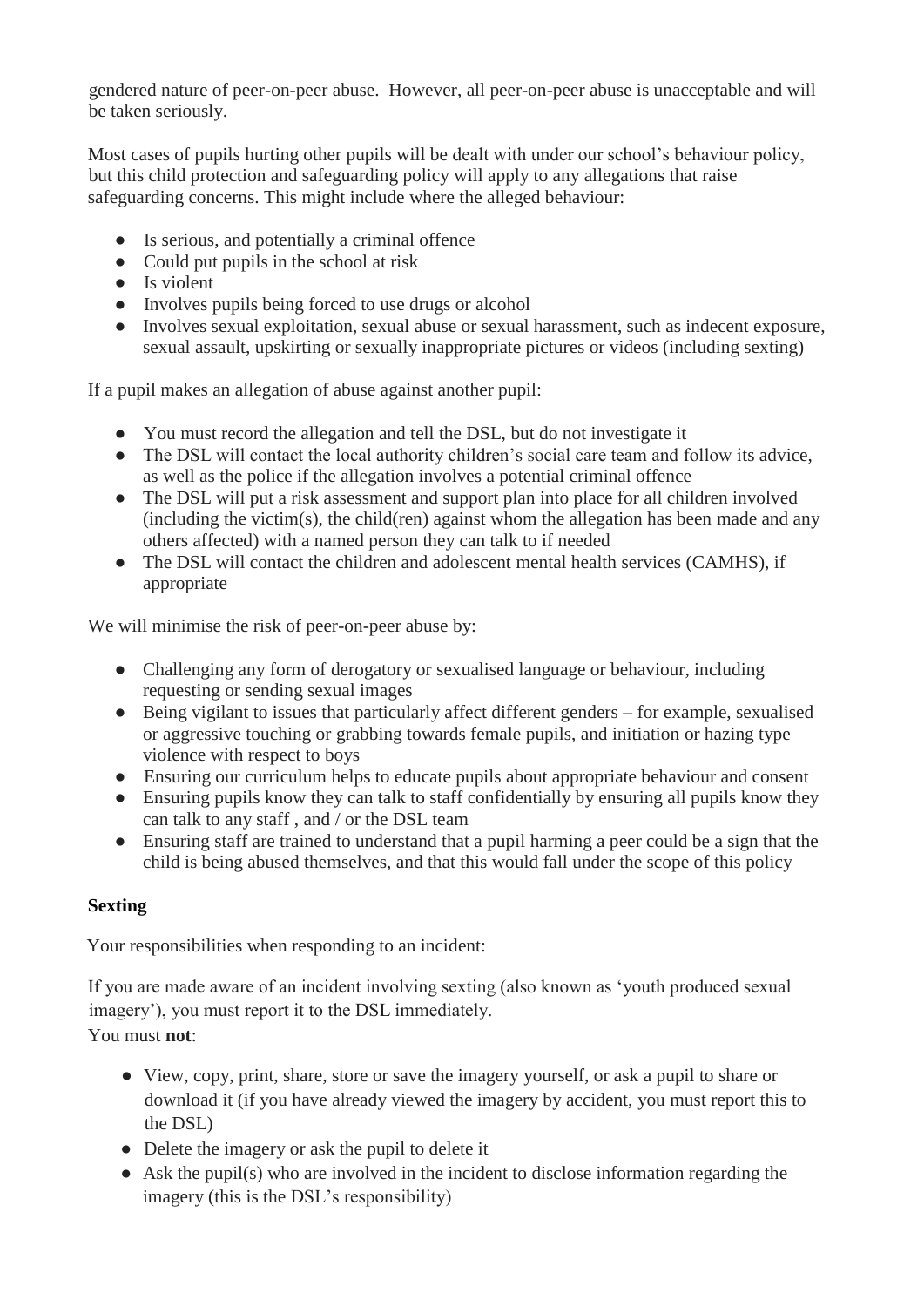gendered nature of peer-on-peer abuse. However, all peer-on-peer abuse is unacceptable and will be taken seriously.

Most cases of pupils hurting other pupils will be dealt with under our school's behaviour policy, but this child protection and safeguarding policy will apply to any allegations that raise safeguarding concerns. This might include where the alleged behaviour:

- Is serious, and potentially a criminal offence
- Could put pupils in the school at risk
- Is violent
- Involves pupils being forced to use drugs or alcohol
- Involves sexual exploitation, sexual abuse or sexual harassment, such as indecent exposure, sexual assault, upskirting or sexually inappropriate pictures or videos (including sexting)

If a pupil makes an allegation of abuse against another pupil:

- You must record the allegation and tell the DSL, but do not investigate it
- The DSL will contact the local authority children's social care team and follow its advice, as well as the police if the allegation involves a potential criminal offence
- The DSL will put a risk assessment and support plan into place for all children involved (including the victim(s), the child(ren) against whom the allegation has been made and any others affected) with a named person they can talk to if needed
- The DSL will contact the children and adolescent mental health services (CAMHS), if appropriate

We will minimise the risk of peer-on-peer abuse by:

- Challenging any form of derogatory or sexualised language or behaviour, including requesting or sending sexual images
- Being vigilant to issues that particularly affect different genders – for example, sexualised or aggressive touching or grabbing towards female pupils, and initiation or hazing type violence with respect to boys
- Ensuring our curriculum helps to educate pupils about appropriate behaviour and consent
- Ensuring pupils know they can talk to staff confidentially by ensuring all pupils know they can talk to any staff , and / or the DSL team
- Ensuring staff are trained to understand that a pupil harming a peer could be a sign that the child is being abused themselves, and that this would fall under the scope of this policy

**Sexting**

Your responsibilities when responding to an incident:

If you are made aware of an incident involving sexting (also known as 'youth produced sexual imagery'), you must report it to the DSL immediately.
You must **not**:

- View, copy, print, share, store or save the imagery yourself, or ask a pupil to share or download it (if you have already viewed the imagery by accident, you must report this to the DSL)
- Delete the imagery or ask the pupil to delete it
- Ask the pupil(s) who are involved in the incident to disclose information regarding the imagery (this is the DSL's responsibility)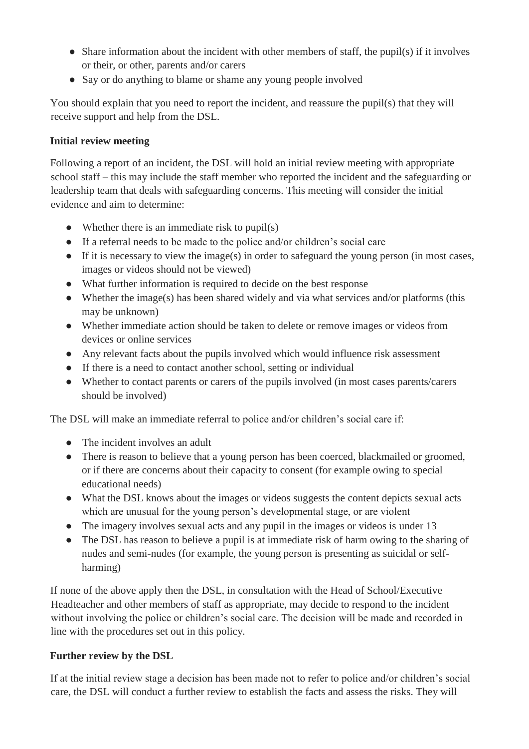- Share information about the incident with other members of staff, the pupil(s) if it involves or their, or other, parents and/or carers
- Say or do anything to blame or shame any young people involved

You should explain that you need to report the incident, and reassure the pupil(s) that they will receive support and help from the DSL.

**Initial review meeting**

Following a report of an incident, the DSL will hold an initial review meeting with appropriate school staff – this may include the staff member who reported the incident and the safeguarding or leadership team that deals with safeguarding concerns. This meeting will consider the initial evidence and aim to determine:

- Whether there is an immediate risk to pupil(s)
- If a referral needs to be made to the police and/or children's social care
- If it is necessary to view the image(s) in order to safeguard the young person (in most cases, images or videos should not be viewed)
- What further information is required to decide on the best response
- Whether the image(s) has been shared widely and via what services and/or platforms (this may be unknown)
- Whether immediate action should be taken to delete or remove images or videos from devices or online services
- Any relevant facts about the pupils involved which would influence risk assessment
- If there is a need to contact another school, setting or individual
- Whether to contact parents or carers of the pupils involved (in most cases parents/carers should be involved)

The DSL will make an immediate referral to police and/or children's social care if:

- The incident involves an adult
- There is reason to believe that a young person has been coerced, blackmailed or groomed, or if there are concerns about their capacity to consent (for example owing to special educational needs)
- What the DSL knows about the images or videos suggests the content depicts sexual acts which are unusual for the young person's developmental stage, or are violent
- The imagery involves sexual acts and any pupil in the images or videos is under 13
- The DSL has reason to believe a pupil is at immediate risk of harm owing to the sharing of nudes and semi-nudes (for example, the young person is presenting as suicidal or self-harming)

If none of the above apply then the DSL, in consultation with the Head of School/Executive Headteacher and other members of staff as appropriate, may decide to respond to the incident without involving the police or children's social care. The decision will be made and recorded in line with the procedures set out in this policy.

**Further review by the DSL**

If at the initial review stage a decision has been made not to refer to police and/or children's social care, the DSL will conduct a further review to establish the facts and assess the risks. They will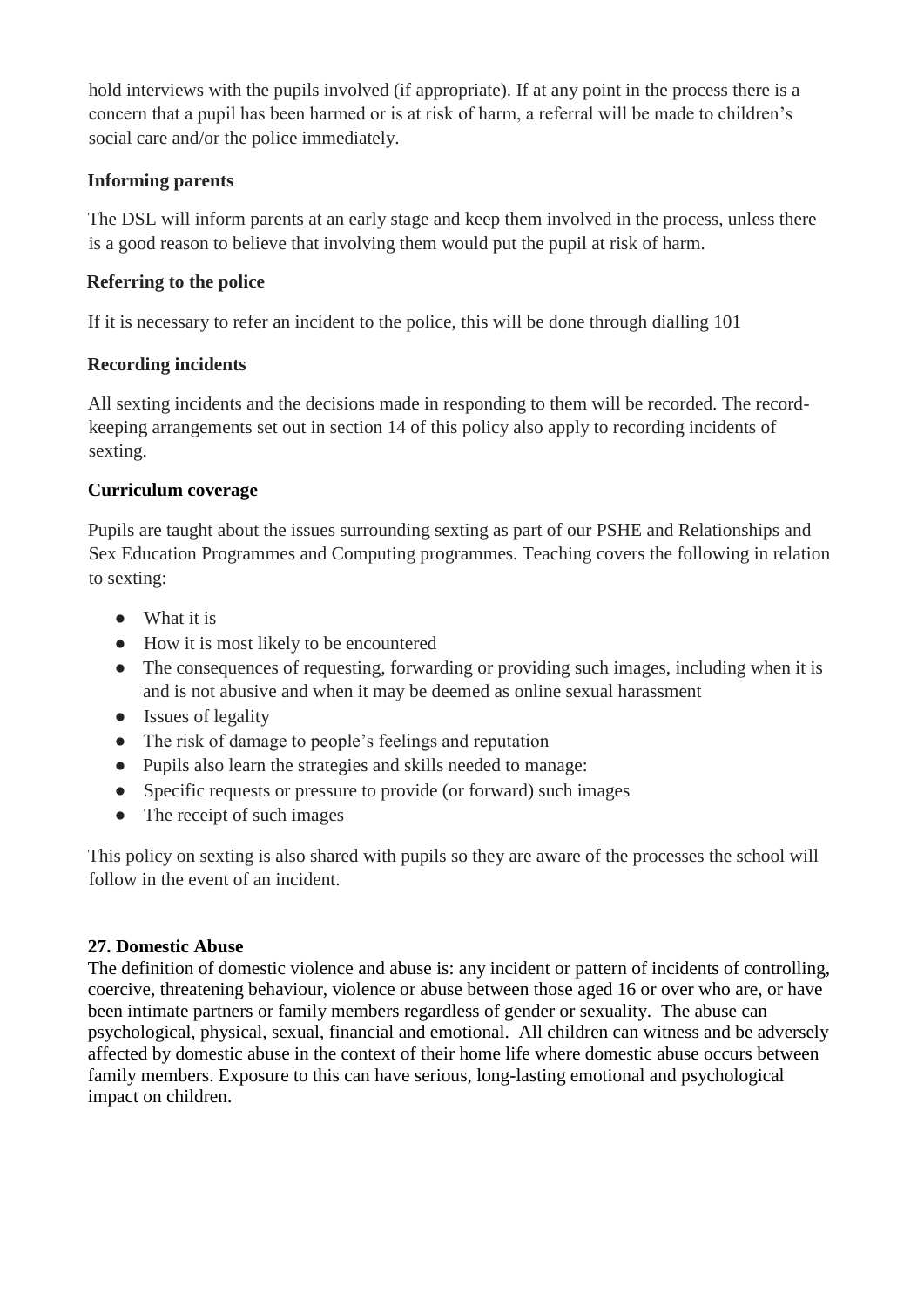hold interviews with the pupils involved (if appropriate). If at any point in the process there is a concern that a pupil has been harmed or is at risk of harm, a referral will be made to children's social care and/or the police immediately.

**Informing parents**

The DSL will inform parents at an early stage and keep them involved in the process, unless there is a good reason to believe that involving them would put the pupil at risk of harm.

**Referring to the police**

If it is necessary to refer an incident to the police, this will be done through dialling 101

**Recording incidents**

All sexting incidents and the decisions made in responding to them will be recorded. The record-keeping arrangements set out in section 14 of this policy also apply to recording incidents of sexting.

**Curriculum coverage**

Pupils are taught about the issues surrounding sexting as part of our PSHE and Relationships and Sex Education Programmes and Computing programmes. Teaching covers the following in relation to sexting:

- What it is
- How it is most likely to be encountered
- The consequences of requesting, forwarding or providing such images, including when it is and is not abusive and when it may be deemed as online sexual harassment
- Issues of legality
- The risk of damage to people's feelings and reputation
- Pupils also learn the strategies and skills needed to manage:
- Specific requests or pressure to provide (or forward) such images
- The receipt of such images

This policy on sexting is also shared with pupils so they are aware of the processes the school will follow in the event of an incident.

## 27. Domestic Abuse

The definition of domestic violence and abuse is: any incident or pattern of incidents of controlling, coercive, threatening behaviour, violence or abuse between those aged 16 or over who are, or have been intimate partners or family members regardless of gender or sexuality. The abuse can psychological, physical, sexual, financial and emotional. All children can witness and be adversely affected by domestic abuse in the context of their home life where domestic abuse occurs between family members. Exposure to this can have serious, long-lasting emotional and psychological impact on children.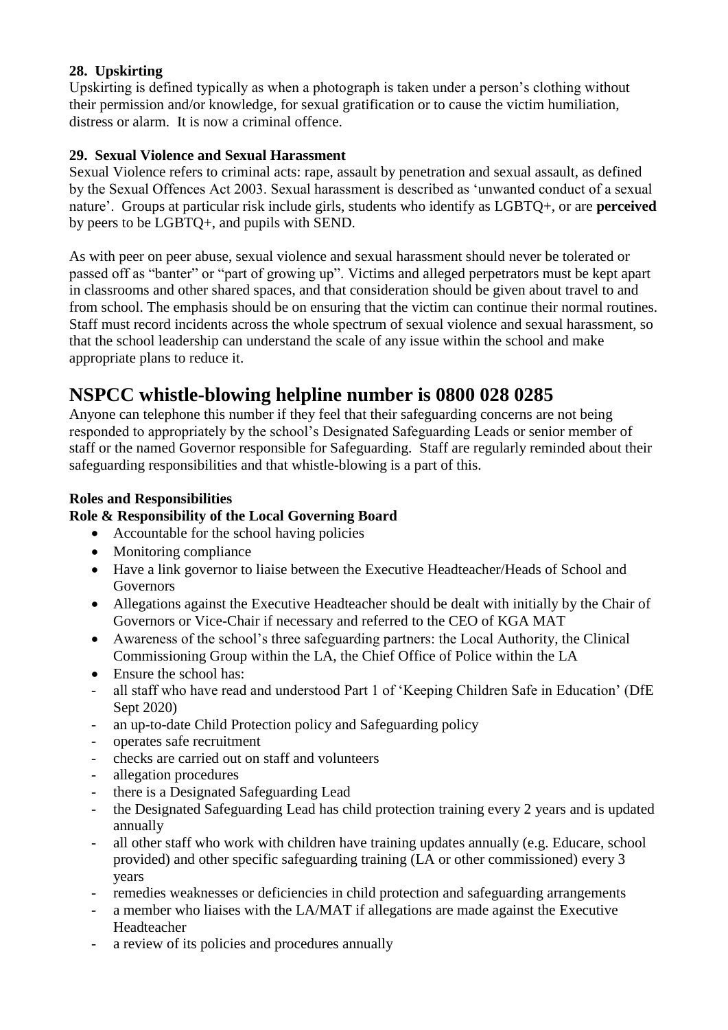### 28. Upskirting

Upskirting is defined typically as when a photograph is taken under a person's clothing without their permission and/or knowledge, for sexual gratification or to cause the victim humiliation, distress or alarm. It is now a criminal offence.

### 29. Sexual Violence and Sexual Harassment

Sexual Violence refers to criminal acts: rape, assault by penetration and sexual assault, as defined by the Sexual Offences Act 2003. Sexual harassment is described as 'unwanted conduct of a sexual nature'. Groups at particular risk include girls, students who identify as LGBTQ+, or are **perceived** by peers to be LGBTQ+, and pupils with SEND.

As with peer on peer abuse, sexual violence and sexual harassment should never be tolerated or passed off as "banter" or "part of growing up". Victims and alleged perpetrators must be kept apart in classrooms and other shared spaces, and that consideration should be given about travel to and from school. The emphasis should be on ensuring that the victim can continue their normal routines. Staff must record incidents across the whole spectrum of sexual violence and sexual harassment, so that the school leadership can understand the scale of any issue within the school and make appropriate plans to reduce it.

# NSPCC whistle-blowing helpline number is 0800 028 0285

Anyone can telephone this number if they feel that their safeguarding concerns are not being responded to appropriately by the school's Designated Safeguarding Leads or senior member of staff or the named Governor responsible for Safeguarding. Staff are regularly reminded about their safeguarding responsibilities and that whistle-blowing is a part of this.

**Roles and Responsibilities**

**Role & Responsibility of the Local Governing Board**

- Accountable for the school having policies
- Monitoring compliance
- Have a link governor to liaise between the Executive Headteacher/Heads of School and Governors
- Allegations against the Executive Headteacher should be dealt with initially by the Chair of Governors or Vice-Chair if necessary and referred to the CEO of KGA MAT
- Awareness of the school's three safeguarding partners: the Local Authority, the Clinical Commissioning Group within the LA, the Chief Office of Police within the LA
- Ensure the school has:
  - all staff who have read and understood Part 1 of 'Keeping Children Safe in Education' (DfE Sept 2020)
  - an up-to-date Child Protection policy and Safeguarding policy
  - operates safe recruitment
  - checks are carried out on staff and volunteers
  - allegation procedures
  - there is a Designated Safeguarding Lead
  - the Designated Safeguarding Lead has child protection training every 2 years and is updated annually
  - all other staff who work with children have training updates annually (e.g. Educare, school provided) and other specific safeguarding training (LA or other commissioned) every 3 years
  - remedies weaknesses or deficiencies in child protection and safeguarding arrangements
  - a member who liaises with the LA/MAT if allegations are made against the Executive Headteacher
  - a review of its policies and procedures annually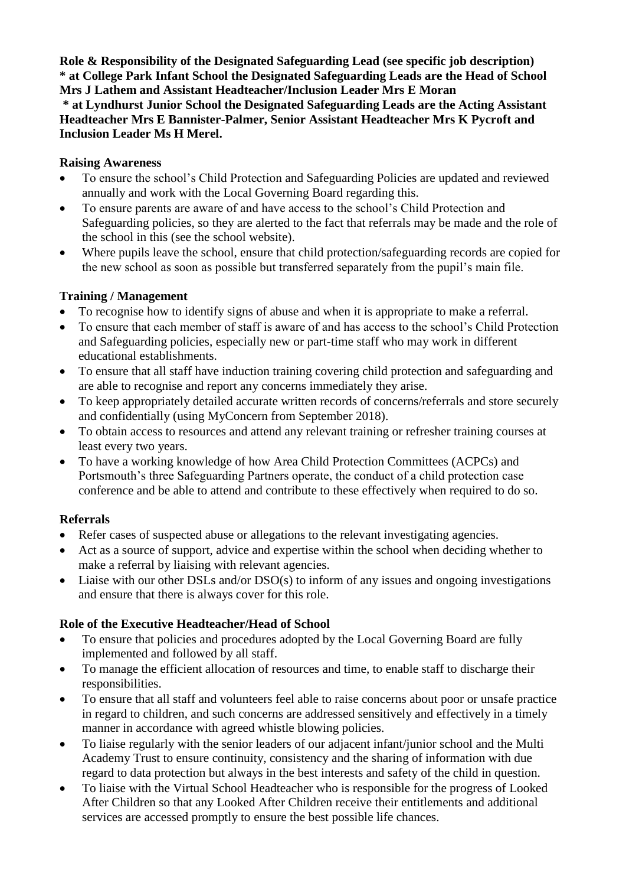**Role & Responsibility of the Designated Safeguarding Lead (see specific job description)**
**\* at College Park Infant School the Designated Safeguarding Leads are the Head of School Mrs J Lathem and Assistant Headteacher/Inclusion Leader Mrs E Moran**
**\* at Lyndhurst Junior School the Designated Safeguarding Leads are the Acting Assistant Headteacher Mrs E Bannister-Palmer, Senior Assistant Headteacher Mrs K Pycroft and Inclusion Leader Ms H Merel.**

**Raising Awareness**

- To ensure the school's Child Protection and Safeguarding Policies are updated and reviewed annually and work with the Local Governing Board regarding this.
- To ensure parents are aware of and have access to the school's Child Protection and Safeguarding policies, so they are alerted to the fact that referrals may be made and the role of the school in this (see the school website).
- Where pupils leave the school, ensure that child protection/safeguarding records are copied for the new school as soon as possible but transferred separately from the pupil's main file.

**Training / Management**

- To recognise how to identify signs of abuse and when it is appropriate to make a referral.
- To ensure that each member of staff is aware of and has access to the school's Child Protection and Safeguarding policies, especially new or part-time staff who may work in different educational establishments.
- To ensure that all staff have induction training covering child protection and safeguarding and are able to recognise and report any concerns immediately they arise.
- To keep appropriately detailed accurate written records of concerns/referrals and store securely and confidentially (using MyConcern from September 2018).
- To obtain access to resources and attend any relevant training or refresher training courses at least every two years.
- To have a working knowledge of how Area Child Protection Committees (ACPCs) and Portsmouth's three Safeguarding Partners operate, the conduct of a child protection case conference and be able to attend and contribute to these effectively when required to do so.

**Referrals**

- Refer cases of suspected abuse or allegations to the relevant investigating agencies.
- Act as a source of support, advice and expertise within the school when deciding whether to make a referral by liaising with relevant agencies.
- Liaise with our other DSLs and/or DSO(s) to inform of any issues and ongoing investigations and ensure that there is always cover for this role.

**Role of the Executive Headteacher/Head of School**

- To ensure that policies and procedures adopted by the Local Governing Board are fully implemented and followed by all staff.
- To manage the efficient allocation of resources and time, to enable staff to discharge their responsibilities.
- To ensure that all staff and volunteers feel able to raise concerns about poor or unsafe practice in regard to children, and such concerns are addressed sensitively and effectively in a timely manner in accordance with agreed whistle blowing policies.
- To liaise regularly with the senior leaders of our adjacent infant/junior school and the Multi Academy Trust to ensure continuity, consistency and the sharing of information with due regard to data protection but always in the best interests and safety of the child in question.
- To liaise with the Virtual School Headteacher who is responsible for the progress of Looked After Children so that any Looked After Children receive their entitlements and additional services are accessed promptly to ensure the best possible life chances.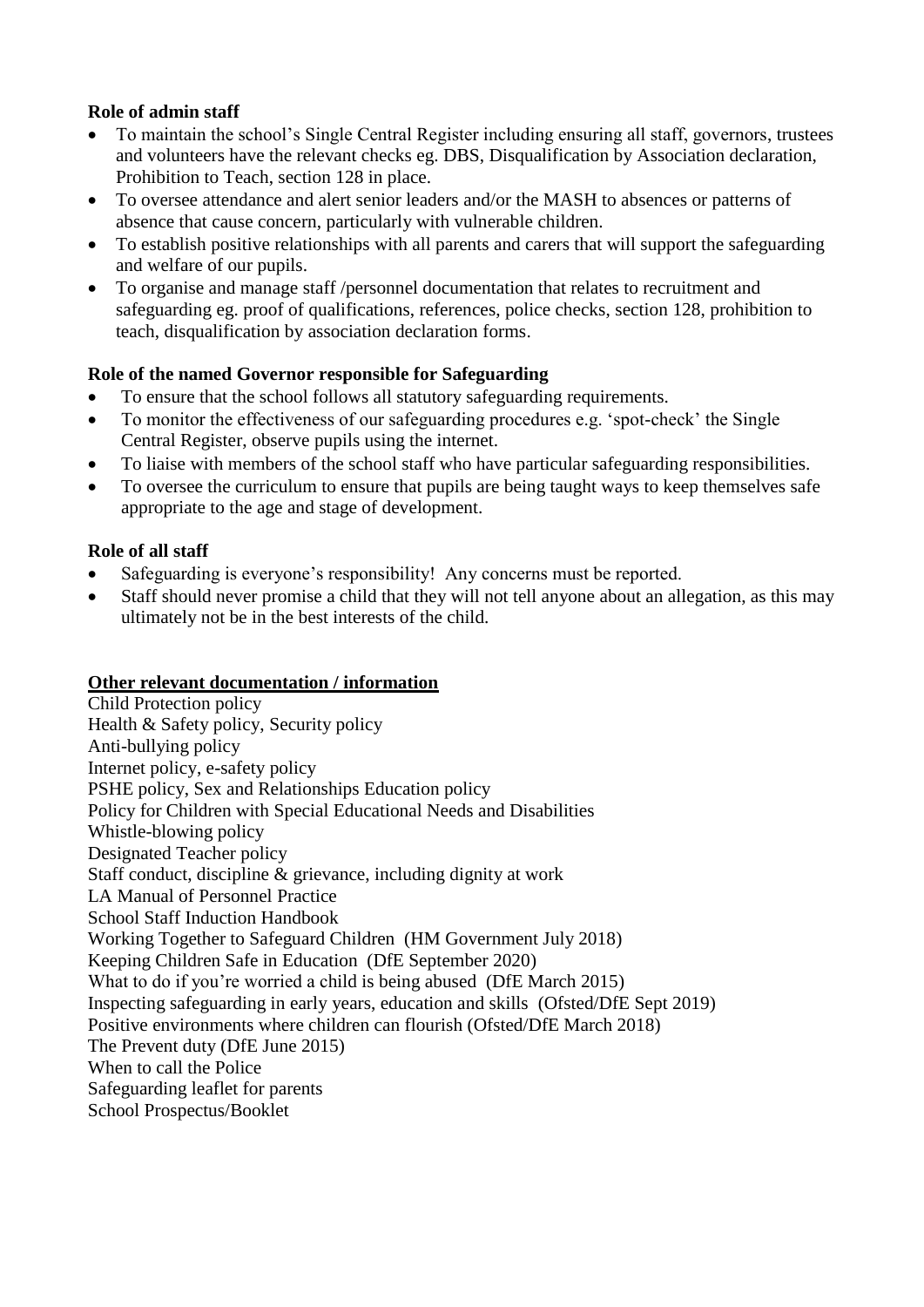**Role of admin staff**

- To maintain the school's Single Central Register including ensuring all staff, governors, trustees and volunteers have the relevant checks eg. DBS, Disqualification by Association declaration, Prohibition to Teach, section 128 in place.
- To oversee attendance and alert senior leaders and/or the MASH to absences or patterns of absence that cause concern, particularly with vulnerable children.
- To establish positive relationships with all parents and carers that will support the safeguarding and welfare of our pupils.
- To organise and manage staff /personnel documentation that relates to recruitment and safeguarding eg. proof of qualifications, references, police checks, section 128, prohibition to teach, disqualification by association declaration forms.

**Role of the named Governor responsible for Safeguarding**

- To ensure that the school follows all statutory safeguarding requirements.
- To monitor the effectiveness of our safeguarding procedures e.g. 'spot-check' the Single Central Register, observe pupils using the internet.
- To liaise with members of the school staff who have particular safeguarding responsibilities.
- To oversee the curriculum to ensure that pupils are being taught ways to keep themselves safe appropriate to the age and stage of development.

**Role of all staff**

- Safeguarding is everyone's responsibility! Any concerns must be reported.
- Staff should never promise a child that they will not tell anyone about an allegation, as this may ultimately not be in the best interests of the child.

**Other relevant documentation / information**

Child Protection policy
Health & Safety policy, Security policy
Anti-bullying policy
Internet policy, e-safety policy
PSHE policy, Sex and Relationships Education policy
Policy for Children with Special Educational Needs and Disabilities
Whistle-blowing policy
Designated Teacher policy
Staff conduct, discipline & grievance, including dignity at work
LA Manual of Personnel Practice
School Staff Induction Handbook
Working Together to Safeguard Children (HM Government July 2018)
Keeping Children Safe in Education (DfE September 2020)
What to do if you're worried a child is being abused (DfE March 2015)
Inspecting safeguarding in early years, education and skills (Ofsted/DfE Sept 2019)
Positive environments where children can flourish (Ofsted/DfE March 2018)
The Prevent duty (DfE June 2015)
When to call the Police
Safeguarding leaflet for parents
School Prospectus/Booklet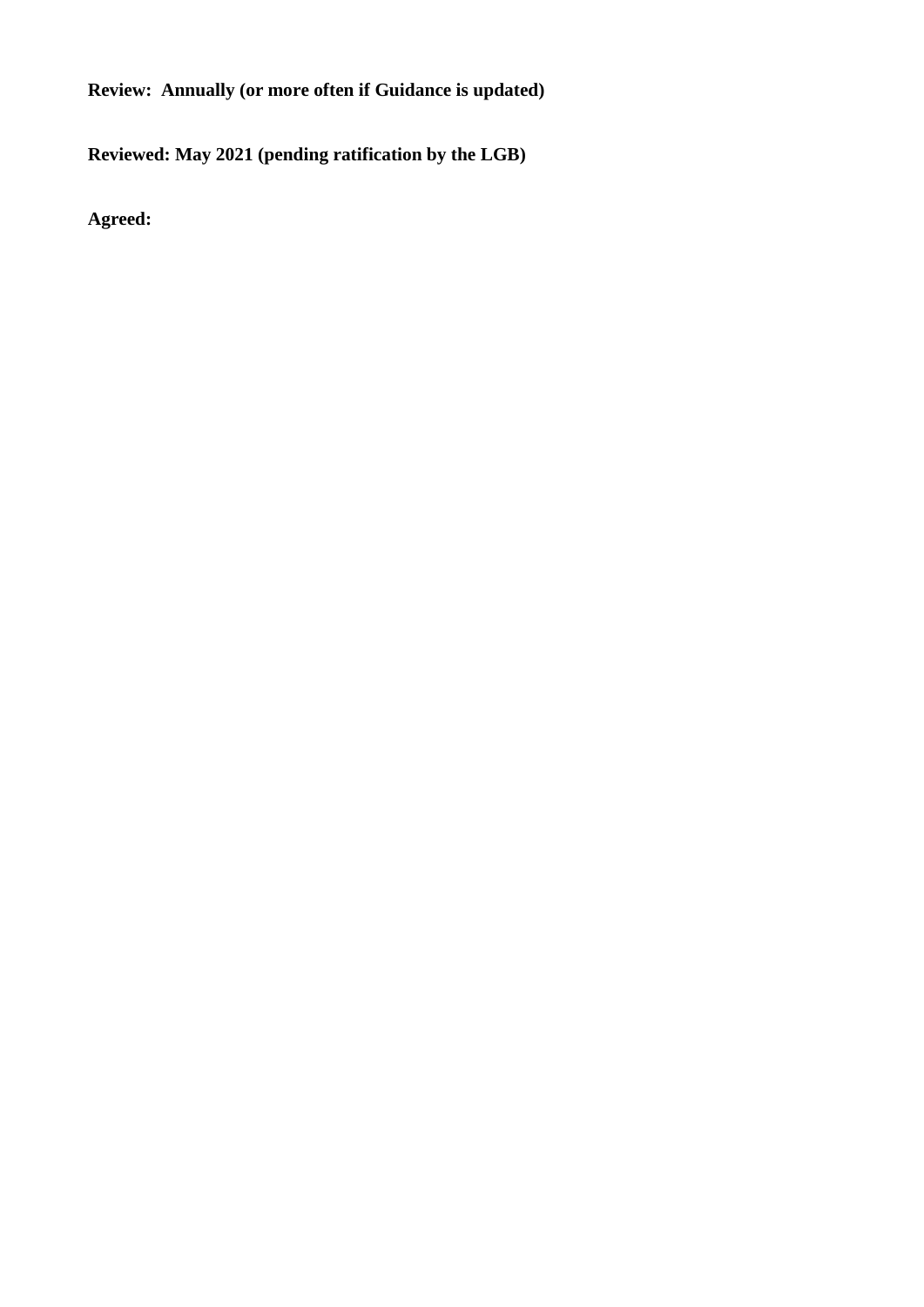**Review: Annually (or more often if Guidance is updated)**

**Reviewed: May 2021 (pending ratification by the LGB)**

**Agreed:**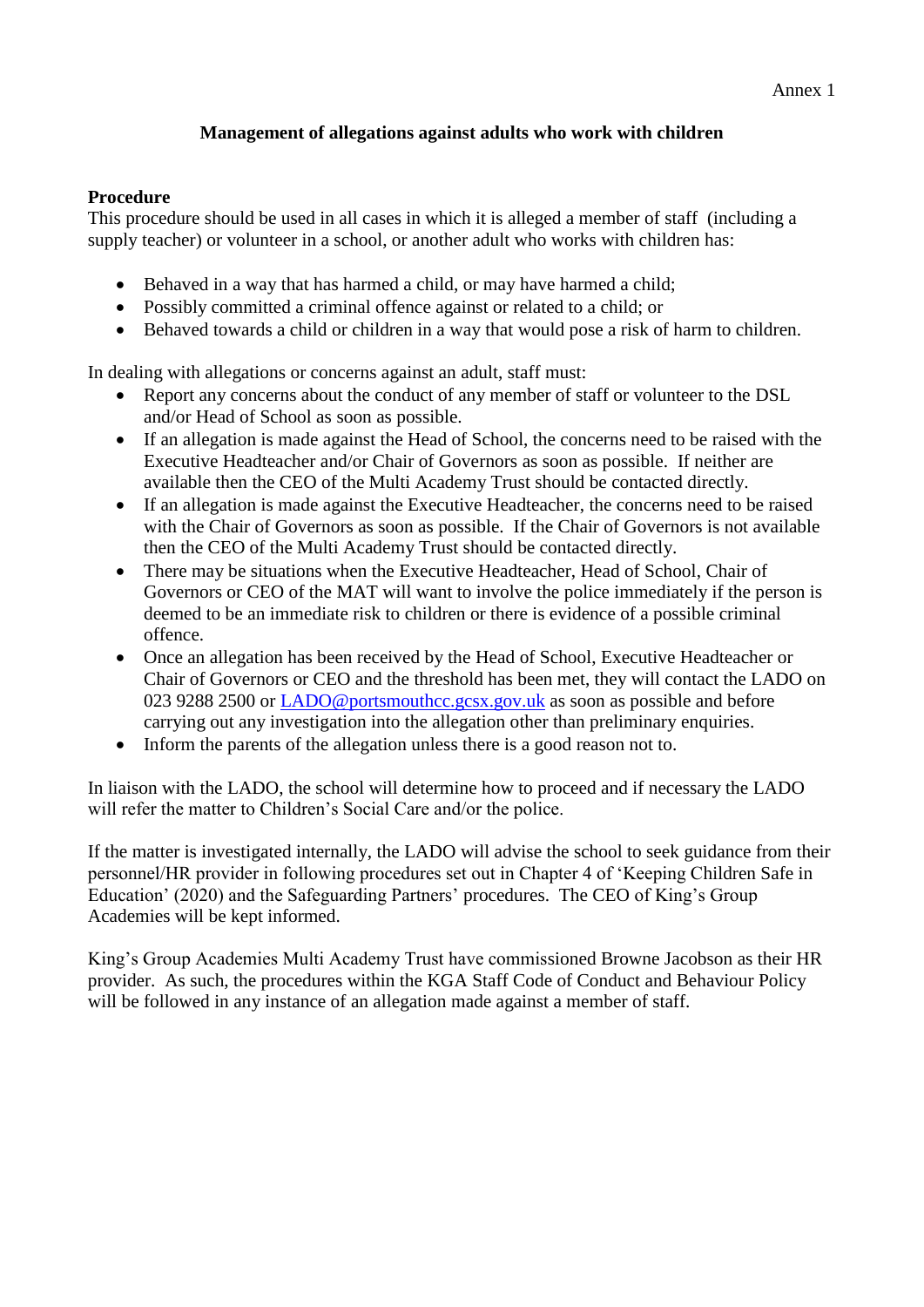Annex 1

## Management of allegations against adults who work with children

**Procedure**

This procedure should be used in all cases in which it is alleged a member of staff (including a supply teacher) or volunteer in a school, or another adult who works with children has:

- Behaved in a way that has harmed a child, or may have harmed a child;
- Possibly committed a criminal offence against or related to a child; or
- Behaved towards a child or children in a way that would pose a risk of harm to children.

In dealing with allegations or concerns against an adult, staff must:

- Report any concerns about the conduct of any member of staff or volunteer to the DSL and/or Head of School as soon as possible.
- If an allegation is made against the Head of School, the concerns need to be raised with the Executive Headteacher and/or Chair of Governors as soon as possible. If neither are available then the CEO of the Multi Academy Trust should be contacted directly.
- If an allegation is made against the Executive Headteacher, the concerns need to be raised with the Chair of Governors as soon as possible. If the Chair of Governors is not available then the CEO of the Multi Academy Trust should be contacted directly.
- There may be situations when the Executive Headteacher, Head of School, Chair of Governors or CEO of the MAT will want to involve the police immediately if the person is deemed to be an immediate risk to children or there is evidence of a possible criminal offence.
- Once an allegation has been received by the Head of School, Executive Headteacher or Chair of Governors or CEO and the threshold has been met, they will contact the LADO on 023 9288 2500 or LADO@portsmouthcc.gcsx.gov.uk as soon as possible and before carrying out any investigation into the allegation other than preliminary enquiries.
- Inform the parents of the allegation unless there is a good reason not to.

In liaison with the LADO, the school will determine how to proceed and if necessary the LADO will refer the matter to Children's Social Care and/or the police.

If the matter is investigated internally, the LADO will advise the school to seek guidance from their personnel/HR provider in following procedures set out in Chapter 4 of 'Keeping Children Safe in Education' (2020) and the Safeguarding Partners' procedures. The CEO of King's Group Academies will be kept informed.

King's Group Academies Multi Academy Trust have commissioned Browne Jacobson as their HR provider. As such, the procedures within the KGA Staff Code of Conduct and Behaviour Policy will be followed in any instance of an allegation made against a member of staff.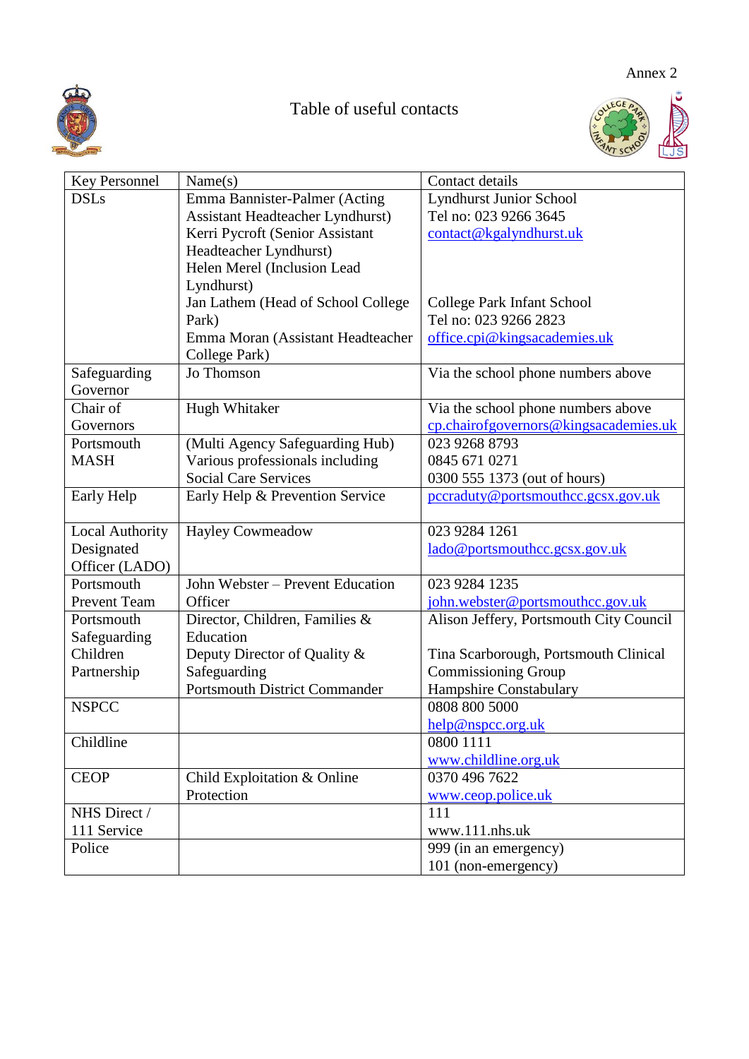Annex 2

# Table of useful contacts

| Key Personnel | Name(s) | Contact details |
|---|---|---|
| DSLs | Emma Bannister-Palmer (Acting Assistant Headteacher Lyndhurst)<br>Kerri Pycroft (Senior Assistant Headteacher Lyndhurst)<br>Helen Merel (Inclusion Lead Lyndhurst)<br>Jan Lathem (Head of School College Park)<br>Emma Moran (Assistant Headteacher College Park) | Lyndhurst Junior School<br>Tel no: 023 9266 3645<br>contact@kgalyndhurst.uk<br><br>College Park Infant School<br>Tel no: 023 9266 2823<br>office.cpi@kingsacademies.uk |
| Safeguarding Governor | Jo Thomson | Via the school phone numbers above |
| Chair of Governors | Hugh Whitaker | Via the school phone numbers above<br>cp.chairofgovernors@kingsacademies.uk |
| Portsmouth MASH | (Multi Agency Safeguarding Hub)<br>Various professionals including Social Care Services | 023 9268 8793<br>0845 671 0271<br>0300 555 1373 (out of hours) |
| Early Help | Early Help & Prevention Service | pccraduty@portsmouthcc.gcsx.gov.uk |
| Local Authority Designated Officer (LADO) | Hayley Cowmeadow | 023 9284 1261<br>lado@portsmouthcc.gcsx.gov.uk |
| Portsmouth Prevent Team | John Webster – Prevent Education Officer | 023 9284 1235<br>john.webster@portsmouthcc.gov.uk |
| Portsmouth Safeguarding Children Partnership | Director, Children, Families & Education<br>Deputy Director of Quality & Safeguarding<br>Portsmouth District Commander | Alison Jeffery, Portsmouth City Council<br><br>Tina Scarborough, Portsmouth Clinical Commissioning Group<br>Hampshire Constabulary |
| NSPCC | | 0808 800 5000<br>help@nspcc.org.uk |
| Childline | | 0800 1111<br>www.childline.org.uk |
| CEOP | Child Exploitation & Online Protection | 0370 496 7622<br>www.ceop.police.uk |
| NHS Direct / 111 Service | | 111<br>www.111.nhs.uk |
| Police | | 999 (in an emergency)<br>101 (non-emergency) |